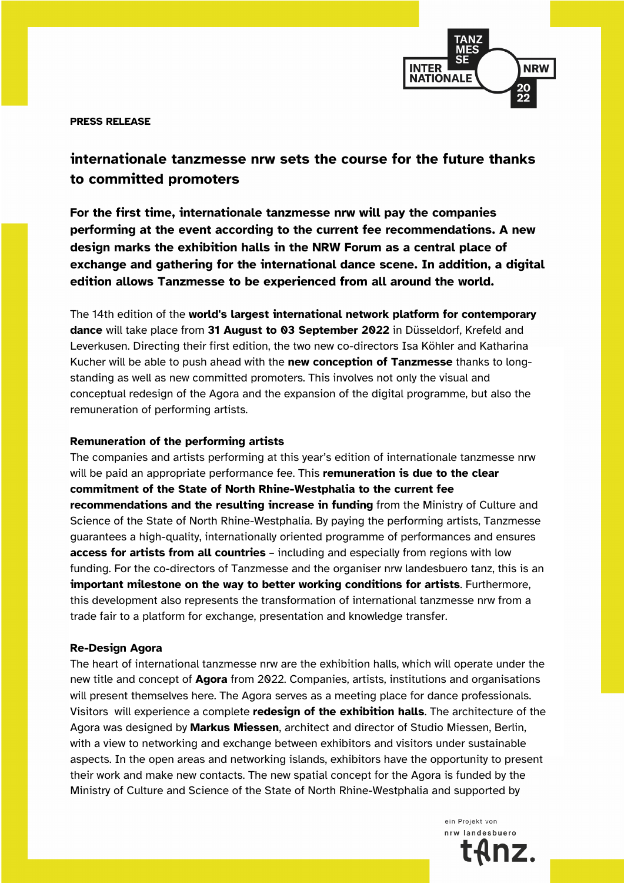**PRESS RELEASE**

# internationale tanzmesse nrw sets the course for the future thanks to committed promoters

**For the first time, internationale tanzmesse nrw will pay the companies performing at the event according to the current fee recommendations. A new design marks the exhibition halls in the NRW Forum as a central place of exchange and gathering for the international dance scene. In addition, a digital edition allows Tanzmesse to be experienced from all around the world.**

The 14th edition of the **world's largest international network platform for contemporary dance** will take place from **31 August to 03 September 2022** in Düsseldorf, Krefeld and Leverkusen. Directing their first edition, the two new co-directors Isa Köhler and Katharina Kucher will be able to push ahead with the **new conception of Tanzmesse** thanks to long-standing as well as new committed promoters. This involves not only the visual and conceptual redesign of the Agora and the expansion of the digital programme, but also the remuneration of performing artists.

## Remuneration of the performing artists

The companies and artists performing at this year's edition of internationale tanzmesse nrw will be paid an appropriate performance fee. This **remuneration is due to the clear commitment of the State of North Rhine-Westphalia to the current fee recommendations and the resulting increase in funding** from the Ministry of Culture and Science of the State of North Rhine-Westphalia. By paying the performing artists, Tanzmesse guarantees a high-quality, internationally oriented programme of performances and ensures **access for artists from all countries** – including and especially from regions with low funding. For the co-directors of Tanzmesse and the organiser nrw landesbuero tanz, this is an **important milestone on the way to better working conditions for artists**. Furthermore, this development also represents the transformation of international tanzmesse nrw from a trade fair to a platform for exchange, presentation and knowledge transfer.

## Re-Design Agora

The heart of international tanzmesse nrw are the exhibition halls, which will operate under the new title and concept of **Agora** from 2022. Companies, artists, institutions and organisations will present themselves here. The Agora serves as a meeting place for dance professionals. Visitors will experience a complete **redesign of the exhibition halls**. The architecture of the Agora was designed by **Markus Miessen**, architect and director of Studio Miessen, Berlin, with a view to networking and exchange between exhibitors and visitors under sustainable aspects. In the open areas and networking islands, exhibitors have the opportunity to present their work and make new contacts. The new spatial concept for the Agora is funded by the Ministry of Culture and Science of the State of North Rhine-Westphalia and supported by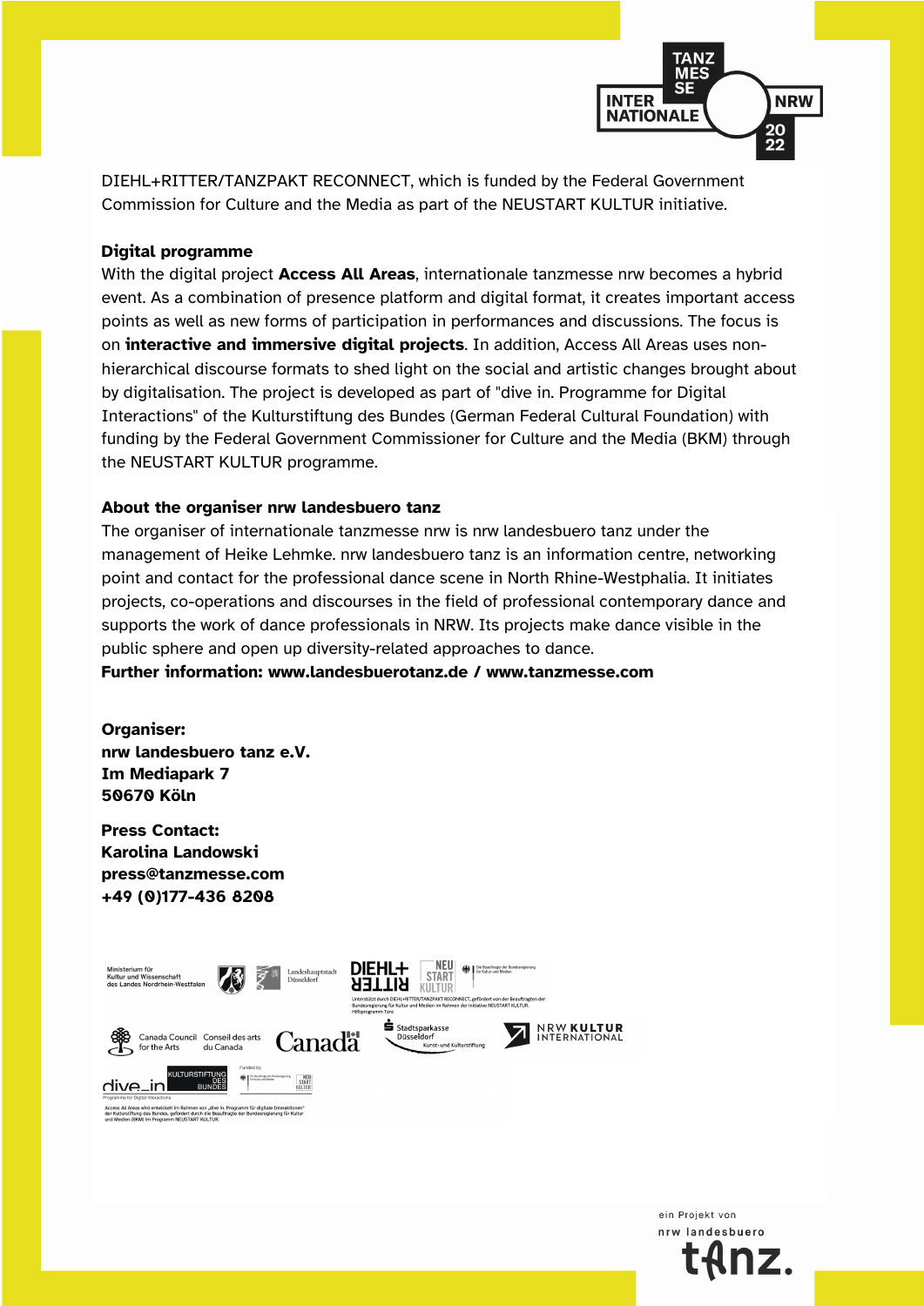DIEHL+RITTER/TANZPAKT RECONNECT, which is funded by the Federal Government Commission for Culture and the Media as part of the NEUSTART KULTUR initiative.

**Digital programme**

With the digital project **Access All Areas**, internationale tanzmesse nrw becomes a hybrid event. As a combination of presence platform and digital format, it creates important access points as well as new forms of participation in performances and discussions. The focus is on **interactive and immersive digital projects**. In addition, Access All Areas uses non-hierarchical discourse formats to shed light on the social and artistic changes brought about by digitalisation. The project is developed as part of "dive in. Programme for Digital Interactions" of the Kulturstiftung des Bundes (German Federal Cultural Foundation) with funding by the Federal Government Commissioner for Culture and the Media (BKM) through the NEUSTART KULTUR programme.

**About the organiser nrw landesbuero tanz**

The organiser of internationale tanzmesse nrw is nrw landesbuero tanz under the management of Heike Lehmke. nrw landesbuero tanz is an information centre, networking point and contact for the professional dance scene in North Rhine-Westphalia. It initiates projects, co-operations and discourses in the field of professional contemporary dance and supports the work of dance professionals in NRW. Its projects make dance visible in the public sphere and open up diversity-related approaches to dance.

**Further information: www.landesbuerotanz.de / www.tanzmesse.com**

**Organiser:**
**nrw landesbuero tanz e.V.**
**Im Mediapark 7**
**50670 Köln**

**Press Contact:**
**Karolina Landowski**
**press@tanzmesse.com**
**+49 (0)177-436 8208**

Unterstützt durch DIEHL+RITTER/TANZPAKT RECONNECT, gefördert von der Beauftragten der Bundesregierung für Kultur und Medien im Rahmen der Initiative NEUSTART KULTUR. Hilfsprogramm Tanz

Access All Areas wird entwickelt im Rahmen von „dive in. Programm für digitale Interaktionen" der Kulturstiftung des Bundes, gefördert durch die Beauftragte der Bundesregierung für Kultur und Medien (BKM) im Programm NEUSTART KULTUR.